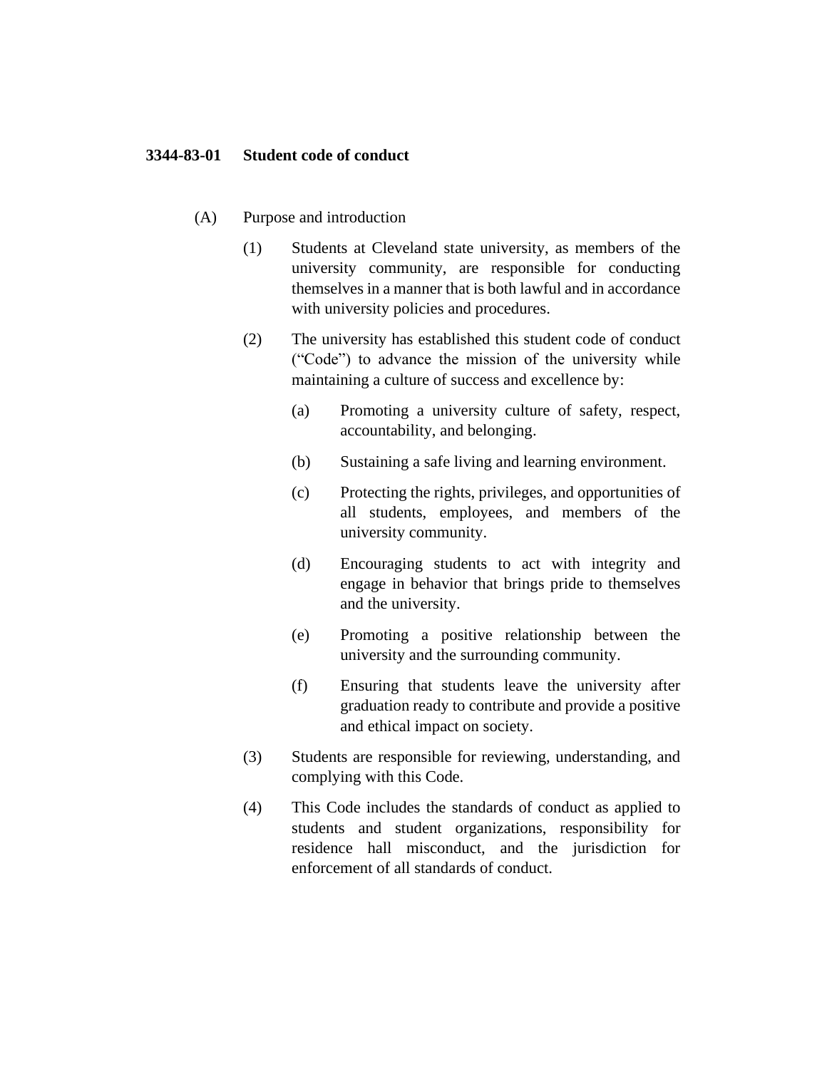# 3344-83-01 Student code of conduct

(A) Purpose and introduction

(1) Students at Cleveland state university, as members of the university community, are responsible for conducting themselves in a manner that is both lawful and in accordance with university policies and procedures.

(2) The university has established this student code of conduct ("Code") to advance the mission of the university while maintaining a culture of success and excellence by:

(a) Promoting a university culture of safety, respect, accountability, and belonging.

(b) Sustaining a safe living and learning environment.

(c) Protecting the rights, privileges, and opportunities of all students, employees, and members of the university community.

(d) Encouraging students to act with integrity and engage in behavior that brings pride to themselves and the university.

(e) Promoting a positive relationship between the university and the surrounding community.

(f) Ensuring that students leave the university after graduation ready to contribute and provide a positive and ethical impact on society.

(3) Students are responsible for reviewing, understanding, and complying with this Code.

(4) This Code includes the standards of conduct as applied to students and student organizations, responsibility for residence hall misconduct, and the jurisdiction for enforcement of all standards of conduct.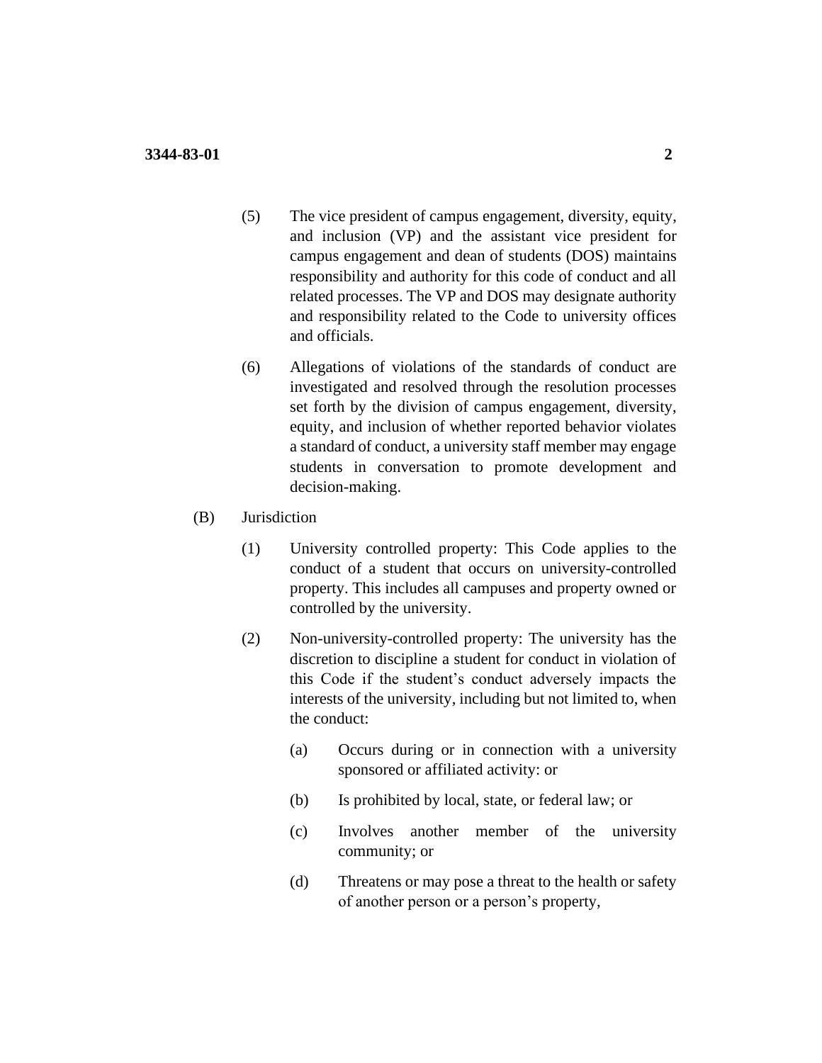(5) The vice president of campus engagement, diversity, equity, and inclusion (VP) and the assistant vice president for campus engagement and dean of students (DOS) maintains responsibility and authority for this code of conduct and all related processes. The VP and DOS may designate authority and responsibility related to the Code to university offices and officials.

(6) Allegations of violations of the standards of conduct are investigated and resolved through the resolution processes set forth by the division of campus engagement, diversity, equity, and inclusion of whether reported behavior violates a standard of conduct, a university staff member may engage students in conversation to promote development and decision-making.

(B) Jurisdiction

(1) University controlled property: This Code applies to the conduct of a student that occurs on university-controlled property. This includes all campuses and property owned or controlled by the university.

(2) Non-university-controlled property: The university has the discretion to discipline a student for conduct in violation of this Code if the student's conduct adversely impacts the interests of the university, including but not limited to, when the conduct:

(a) Occurs during or in connection with a university sponsored or affiliated activity: or

(b) Is prohibited by local, state, or federal law; or

(c) Involves another member of the university community; or

(d) Threatens or may pose a threat to the health or safety of another person or a person's property,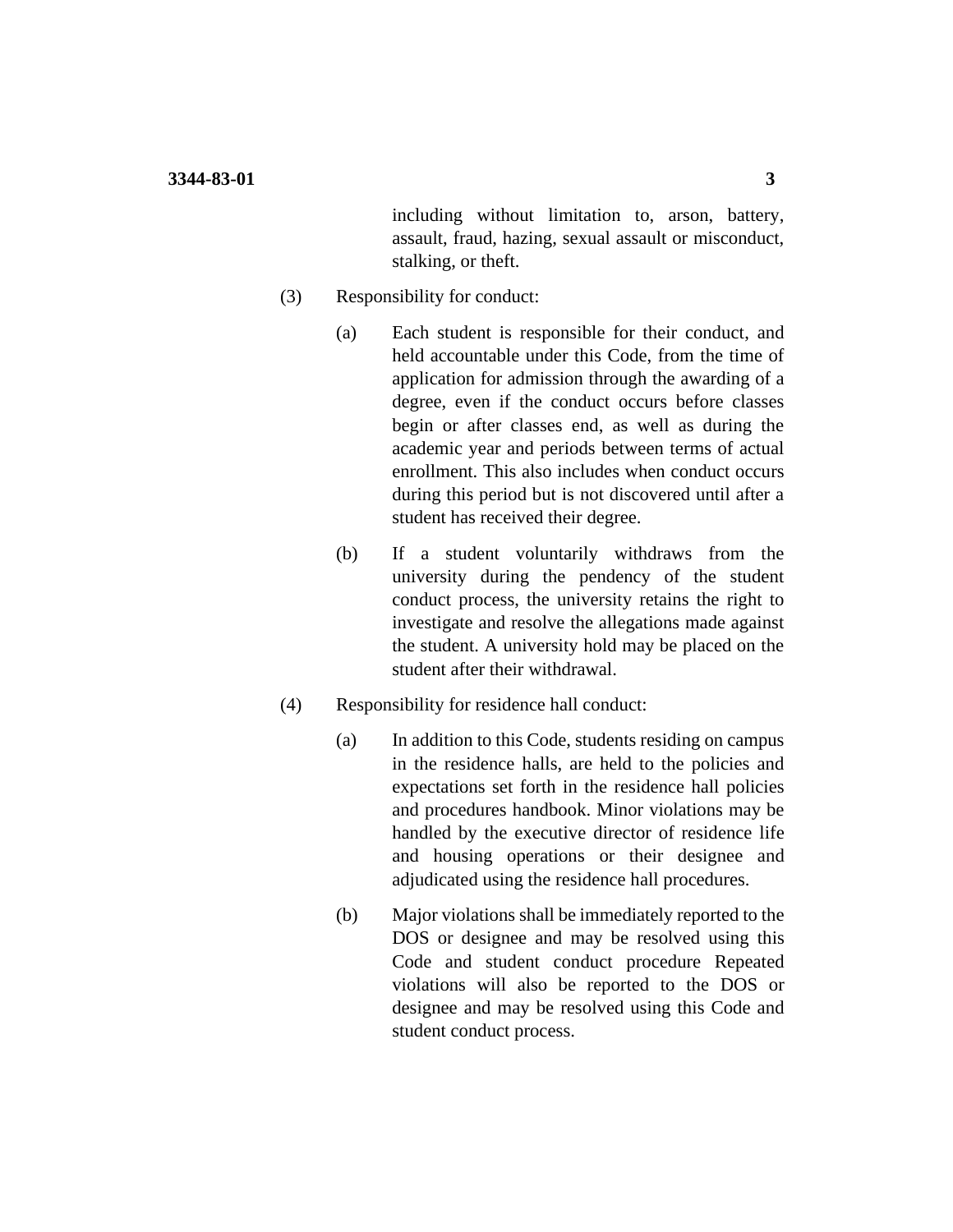including without limitation to, arson, battery, assault, fraud, hazing, sexual assault or misconduct, stalking, or theft.

(3) Responsibility for conduct:

(a) Each student is responsible for their conduct, and held accountable under this Code, from the time of application for admission through the awarding of a degree, even if the conduct occurs before classes begin or after classes end, as well as during the academic year and periods between terms of actual enrollment. This also includes when conduct occurs during this period but is not discovered until after a student has received their degree.

(b) If a student voluntarily withdraws from the university during the pendency of the student conduct process, the university retains the right to investigate and resolve the allegations made against the student. A university hold may be placed on the student after their withdrawal.

(4) Responsibility for residence hall conduct:

(a) In addition to this Code, students residing on campus in the residence halls, are held to the policies and expectations set forth in the residence hall policies and procedures handbook. Minor violations may be handled by the executive director of residence life and housing operations or their designee and adjudicated using the residence hall procedures.

(b) Major violations shall be immediately reported to the DOS or designee and may be resolved using this Code and student conduct procedure Repeated violations will also be reported to the DOS or designee and may be resolved using this Code and student conduct process.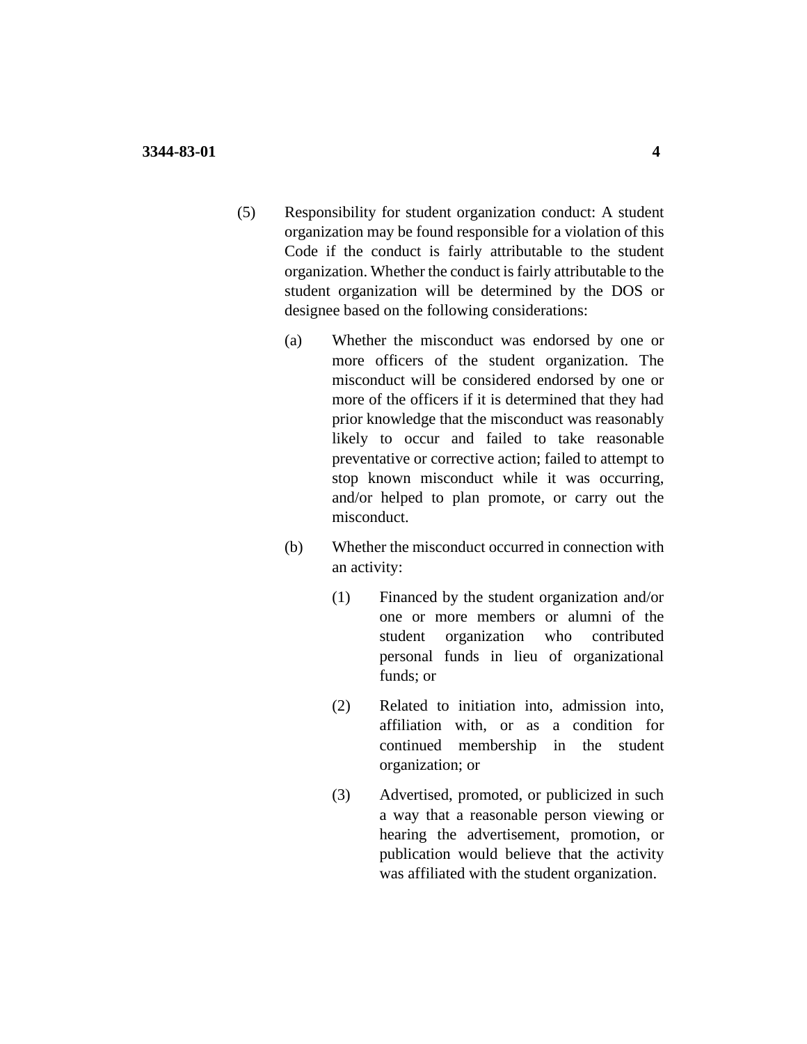(5) Responsibility for student organization conduct: A student organization may be found responsible for a violation of this Code if the conduct is fairly attributable to the student organization. Whether the conduct is fairly attributable to the student organization will be determined by the DOS or designee based on the following considerations:

   (a) Whether the misconduct was endorsed by one or more officers of the student organization. The misconduct will be considered endorsed by one or more of the officers if it is determined that they had prior knowledge that the misconduct was reasonably likely to occur and failed to take reasonable preventative or corrective action; failed to attempt to stop known misconduct while it was occurring, and/or helped to plan promote, or carry out the misconduct.

   (b) Whether the misconduct occurred in connection with an activity:

      (1) Financed by the student organization and/or one or more members or alumni of the student organization who contributed personal funds in lieu of organizational funds; or

      (2) Related to initiation into, admission into, affiliation with, or as a condition for continued membership in the student organization; or

      (3) Advertised, promoted, or publicized in such a way that a reasonable person viewing or hearing the advertisement, promotion, or publication would believe that the activity was affiliated with the student organization.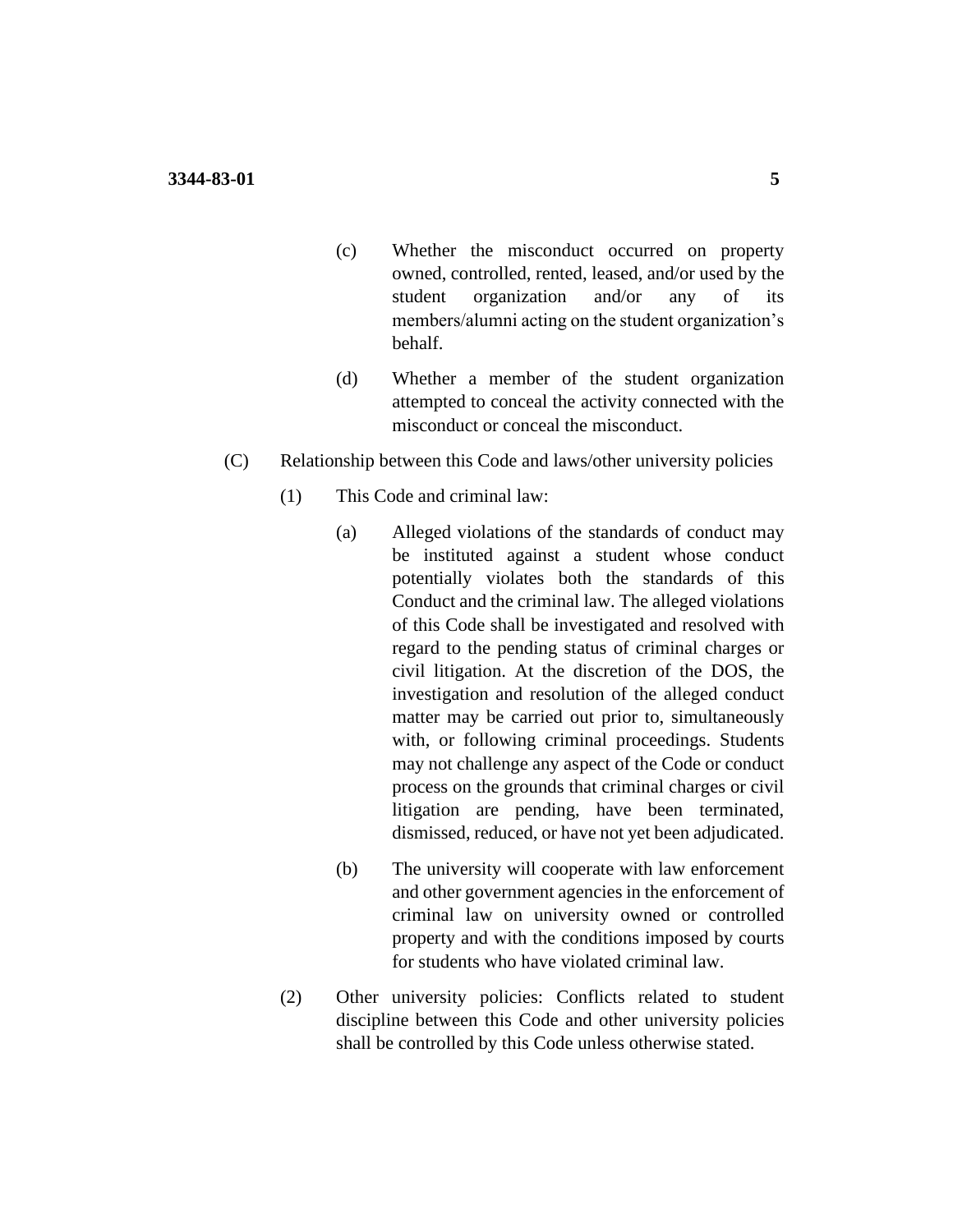(c) Whether the misconduct occurred on property owned, controlled, rented, leased, and/or used by the student organization and/or any of its members/alumni acting on the student organization's behalf.

(d) Whether a member of the student organization attempted to conceal the activity connected with the misconduct or conceal the misconduct.

(C) Relationship between this Code and laws/other university policies

(1) This Code and criminal law:

(a) Alleged violations of the standards of conduct may be instituted against a student whose conduct potentially violates both the standards of this Conduct and the criminal law. The alleged violations of this Code shall be investigated and resolved with regard to the pending status of criminal charges or civil litigation. At the discretion of the DOS, the investigation and resolution of the alleged conduct matter may be carried out prior to, simultaneously with, or following criminal proceedings. Students may not challenge any aspect of the Code or conduct process on the grounds that criminal charges or civil litigation are pending, have been terminated, dismissed, reduced, or have not yet been adjudicated.

(b) The university will cooperate with law enforcement and other government agencies in the enforcement of criminal law on university owned or controlled property and with the conditions imposed by courts for students who have violated criminal law.

(2) Other university policies: Conflicts related to student discipline between this Code and other university policies shall be controlled by this Code unless otherwise stated.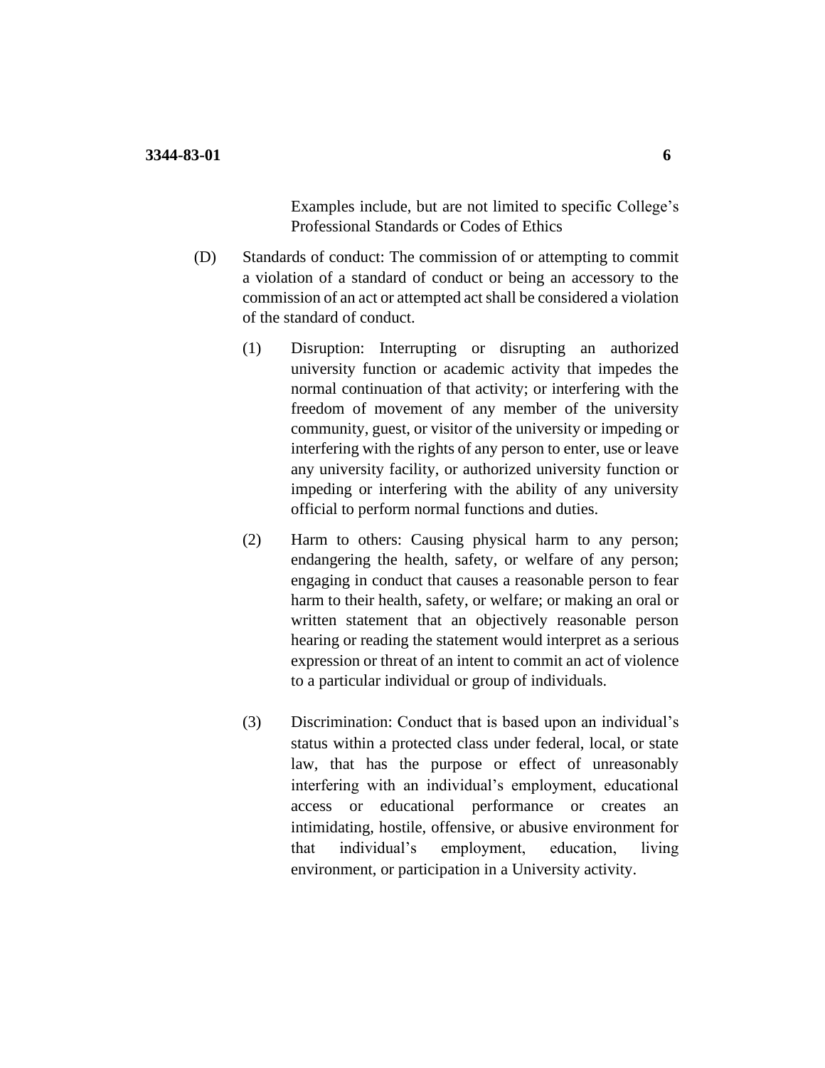Examples include, but are not limited to specific College's Professional Standards or Codes of Ethics

(D) Standards of conduct: The commission of or attempting to commit a violation of a standard of conduct or being an accessory to the commission of an act or attempted act shall be considered a violation of the standard of conduct.

   (1) Disruption: Interrupting or disrupting an authorized university function or academic activity that impedes the normal continuation of that activity; or interfering with the freedom of movement of any member of the university community, guest, or visitor of the university or impeding or interfering with the rights of any person to enter, use or leave any university facility, or authorized university function or impeding or interfering with the ability of any university official to perform normal functions and duties.

   (2) Harm to others: Causing physical harm to any person; endangering the health, safety, or welfare of any person; engaging in conduct that causes a reasonable person to fear harm to their health, safety, or welfare; or making an oral or written statement that an objectively reasonable person hearing or reading the statement would interpret as a serious expression or threat of an intent to commit an act of violence to a particular individual or group of individuals.

   (3) Discrimination: Conduct that is based upon an individual's status within a protected class under federal, local, or state law, that has the purpose or effect of unreasonably interfering with an individual's employment, educational access or educational performance or creates an intimidating, hostile, offensive, or abusive environment for that individual's employment, education, living environment, or participation in a University activity.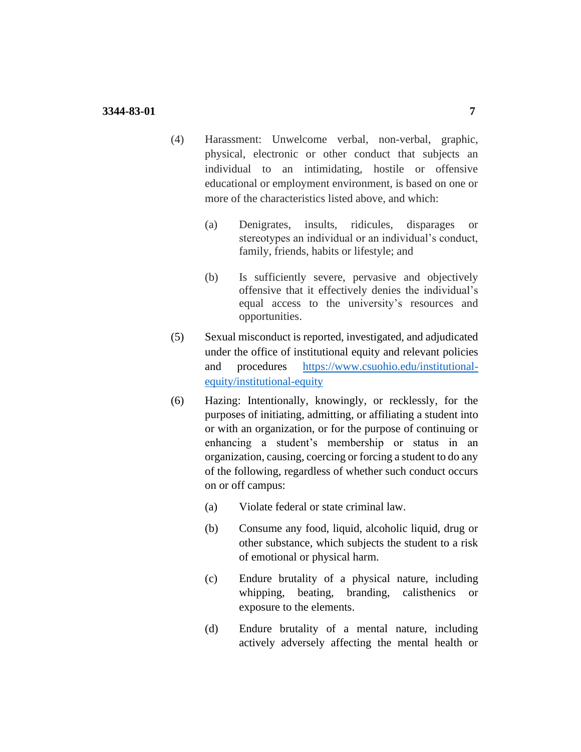(4) Harassment: Unwelcome verbal, non-verbal, graphic, physical, electronic or other conduct that subjects an individual to an intimidating, hostile or offensive educational or employment environment, is based on one or more of the characteristics listed above, and which:

   (a) Denigrates, insults, ridicules, disparages or stereotypes an individual or an individual's conduct, family, friends, habits or lifestyle; and

   (b) Is sufficiently severe, pervasive and objectively offensive that it effectively denies the individual's equal access to the university's resources and opportunities.

(5) Sexual misconduct is reported, investigated, and adjudicated under the office of institutional equity and relevant policies and procedures [https://www.csuohio.edu/institutional-equity/institutional-equity](https://www.csuohio.edu/institutional-equity/institutional-equity)

(6) Hazing: Intentionally, knowingly, or recklessly, for the purposes of initiating, admitting, or affiliating a student into or with an organization, or for the purpose of continuing or enhancing a student's membership or status in an organization, causing, coercing or forcing a student to do any of the following, regardless of whether such conduct occurs on or off campus:

   (a) Violate federal or state criminal law.

   (b) Consume any food, liquid, alcoholic liquid, drug or other substance, which subjects the student to a risk of emotional or physical harm.

   (c) Endure brutality of a physical nature, including whipping, beating, branding, calisthenics or exposure to the elements.

   (d) Endure brutality of a mental nature, including actively adversely affecting the mental health or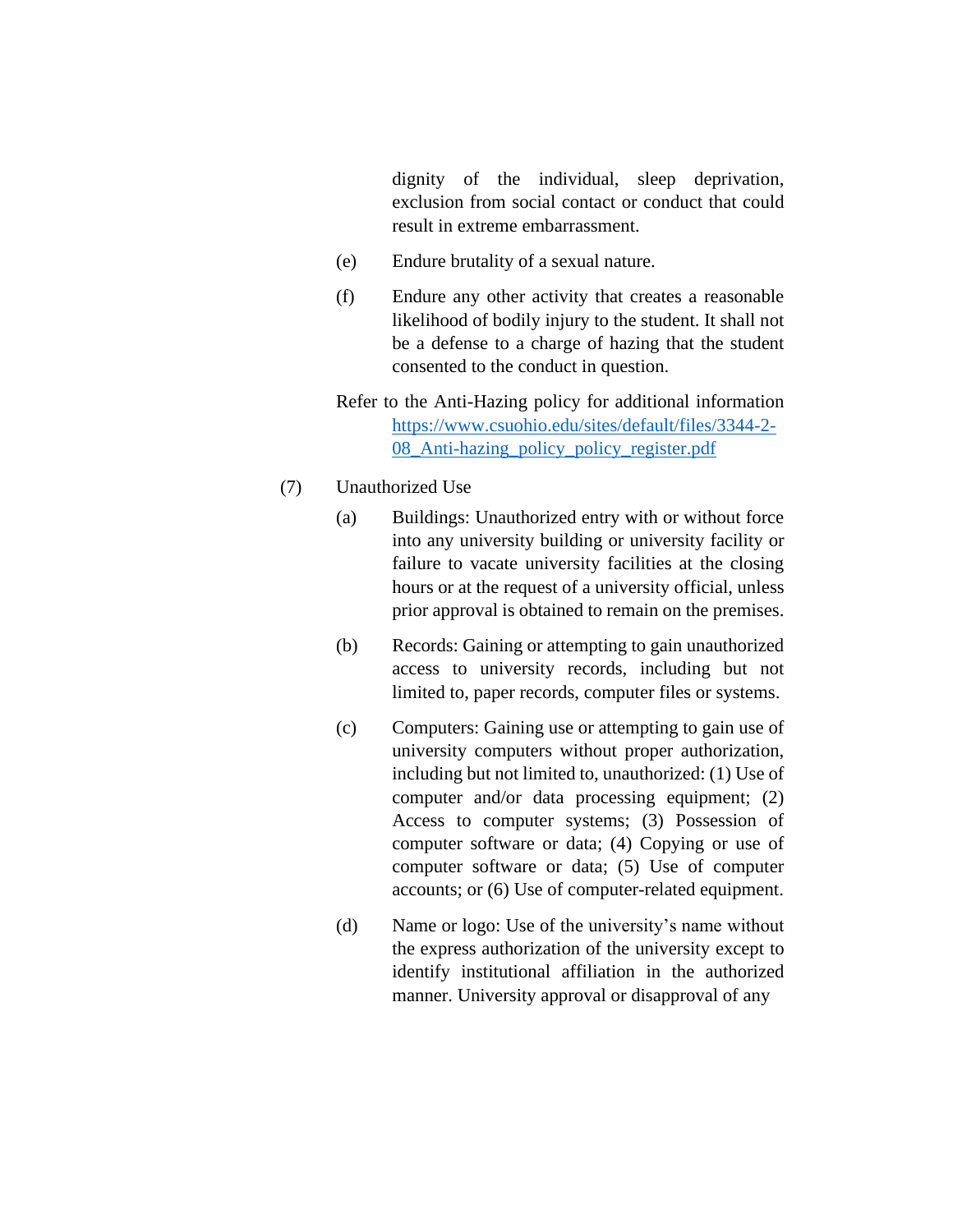dignity of the individual, sleep deprivation, exclusion from social contact or conduct that could result in extreme embarrassment.

(e) Endure brutality of a sexual nature.

(f) Endure any other activity that creates a reasonable likelihood of bodily injury to the student. It shall not be a defense to a charge of hazing that the student consented to the conduct in question.

Refer to the Anti-Hazing policy for additional information [https://www.csuohio.edu/sites/default/files/3344-2-08_Anti-hazing_policy_policy_register.pdf](https://www.csuohio.edu/sites/default/files/3344-2-08_Anti-hazing_policy_policy_register.pdf)

(7) Unauthorized Use

(a) Buildings: Unauthorized entry with or without force into any university building or university facility or failure to vacate university facilities at the closing hours or at the request of a university official, unless prior approval is obtained to remain on the premises.

(b) Records: Gaining or attempting to gain unauthorized access to university records, including but not limited to, paper records, computer files or systems.

(c) Computers: Gaining use or attempting to gain use of university computers without proper authorization, including but not limited to, unauthorized: (1) Use of computer and/or data processing equipment; (2) Access to computer systems; (3) Possession of computer software or data; (4) Copying or use of computer software or data; (5) Use of computer accounts; or (6) Use of computer-related equipment.

(d) Name or logo: Use of the university's name without the express authorization of the university except to identify institutional affiliation in the authorized manner. University approval or disapproval of any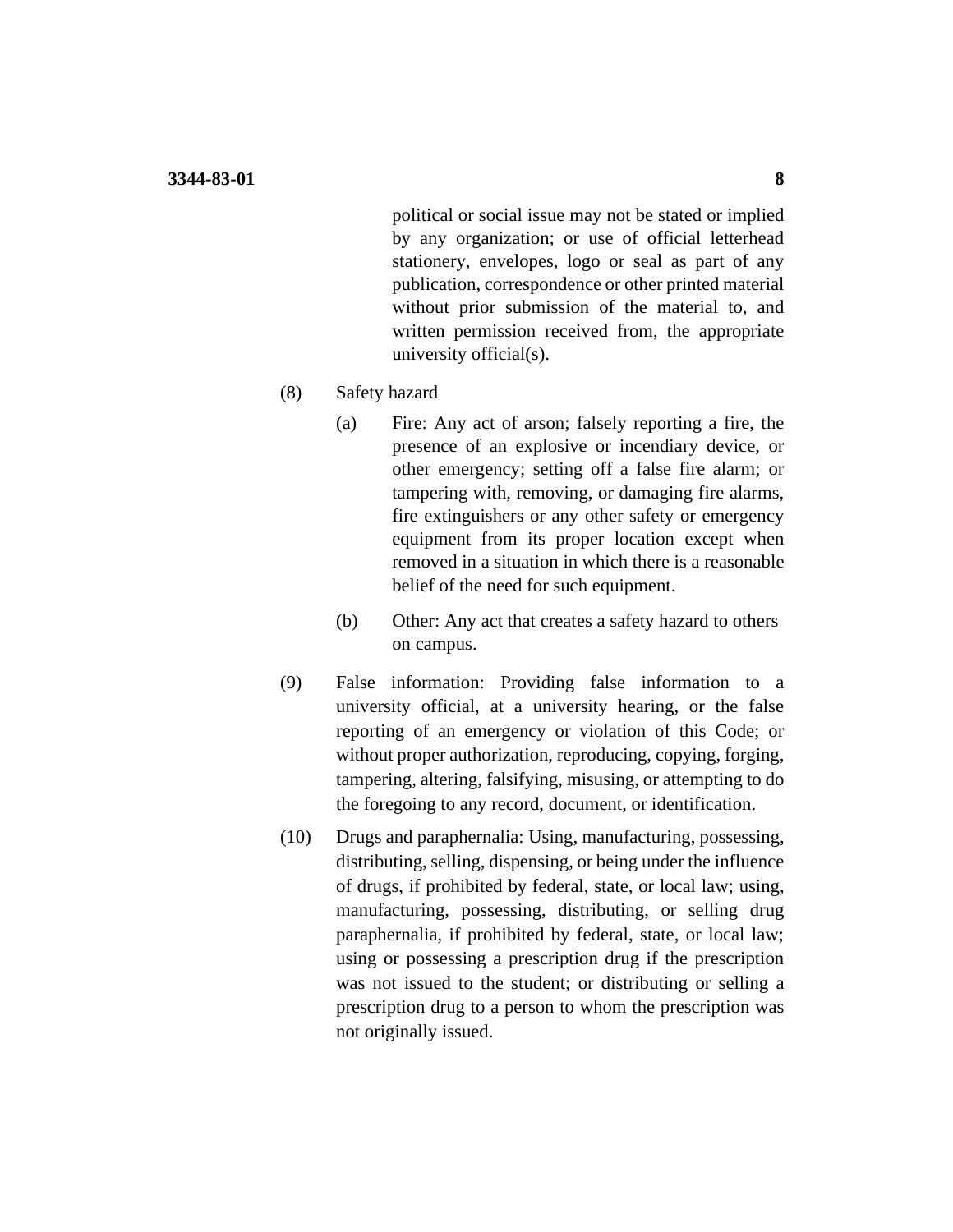political or social issue may not be stated or implied by any organization; or use of official letterhead stationery, envelopes, logo or seal as part of any publication, correspondence or other printed material without prior submission of the material to, and written permission received from, the appropriate university official(s).

(8) Safety hazard

(a) Fire: Any act of arson; falsely reporting a fire, the presence of an explosive or incendiary device, or other emergency; setting off a false fire alarm; or tampering with, removing, or damaging fire alarms, fire extinguishers or any other safety or emergency equipment from its proper location except when removed in a situation in which there is a reasonable belief of the need for such equipment.

(b) Other: Any act that creates a safety hazard to others on campus.

(9) False information: Providing false information to a university official, at a university hearing, or the false reporting of an emergency or violation of this Code; or without proper authorization, reproducing, copying, forging, tampering, altering, falsifying, misusing, or attempting to do the foregoing to any record, document, or identification.

(10) Drugs and paraphernalia: Using, manufacturing, possessing, distributing, selling, dispensing, or being under the influence of drugs, if prohibited by federal, state, or local law; using, manufacturing, possessing, distributing, or selling drug paraphernalia, if prohibited by federal, state, or local law; using or possessing a prescription drug if the prescription was not issued to the student; or distributing or selling a prescription drug to a person to whom the prescription was not originally issued.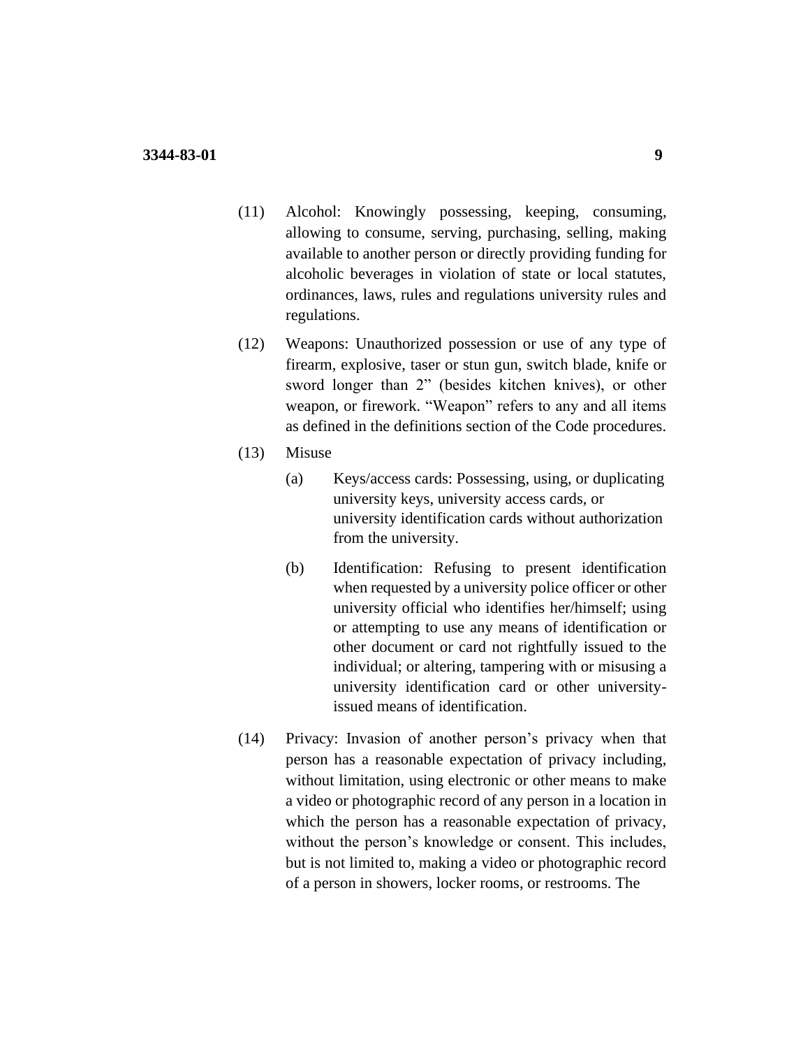(11) Alcohol: Knowingly possessing, keeping, consuming, allowing to consume, serving, purchasing, selling, making available to another person or directly providing funding for alcoholic beverages in violation of state or local statutes, ordinances, laws, rules and regulations university rules and regulations.

(12) Weapons: Unauthorized possession or use of any type of firearm, explosive, taser or stun gun, switch blade, knife or sword longer than 2" (besides kitchen knives), or other weapon, or firework. "Weapon" refers to any and all items as defined in the definitions section of the Code procedures.

(13) Misuse

(a) Keys/access cards: Possessing, using, or duplicating university keys, university access cards, or university identification cards without authorization from the university.

(b) Identification: Refusing to present identification when requested by a university police officer or other university official who identifies her/himself; using or attempting to use any means of identification or other document or card not rightfully issued to the individual; or altering, tampering with or misusing a university identification card or other university-issued means of identification.

(14) Privacy: Invasion of another person's privacy when that person has a reasonable expectation of privacy including, without limitation, using electronic or other means to make a video or photographic record of any person in a location in which the person has a reasonable expectation of privacy, without the person's knowledge or consent. This includes, but is not limited to, making a video or photographic record of a person in showers, locker rooms, or restrooms. The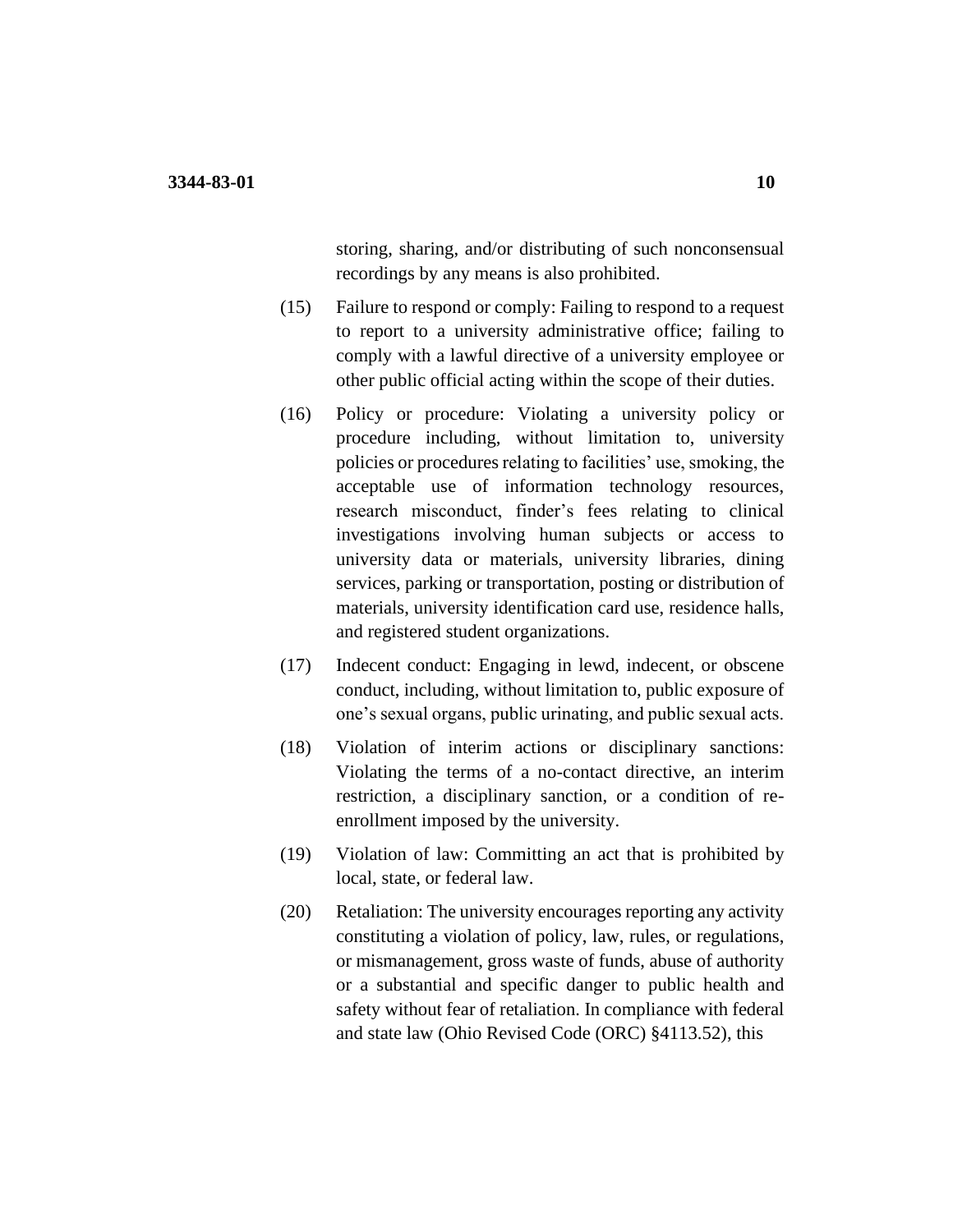storing, sharing, and/or distributing of such nonconsensual recordings by any means is also prohibited.

(15) Failure to respond or comply: Failing to respond to a request to report to a university administrative office; failing to comply with a lawful directive of a university employee or other public official acting within the scope of their duties.

(16) Policy or procedure: Violating a university policy or procedure including, without limitation to, university policies or procedures relating to facilities' use, smoking, the acceptable use of information technology resources, research misconduct, finder's fees relating to clinical investigations involving human subjects or access to university data or materials, university libraries, dining services, parking or transportation, posting or distribution of materials, university identification card use, residence halls, and registered student organizations.

(17) Indecent conduct: Engaging in lewd, indecent, or obscene conduct, including, without limitation to, public exposure of one's sexual organs, public urinating, and public sexual acts.

(18) Violation of interim actions or disciplinary sanctions: Violating the terms of a no-contact directive, an interim restriction, a disciplinary sanction, or a condition of re-enrollment imposed by the university.

(19) Violation of law: Committing an act that is prohibited by local, state, or federal law.

(20) Retaliation: The university encourages reporting any activity constituting a violation of policy, law, rules, or regulations, or mismanagement, gross waste of funds, abuse of authority or a substantial and specific danger to public health and safety without fear of retaliation. In compliance with federal and state law (Ohio Revised Code (ORC) §4113.52), this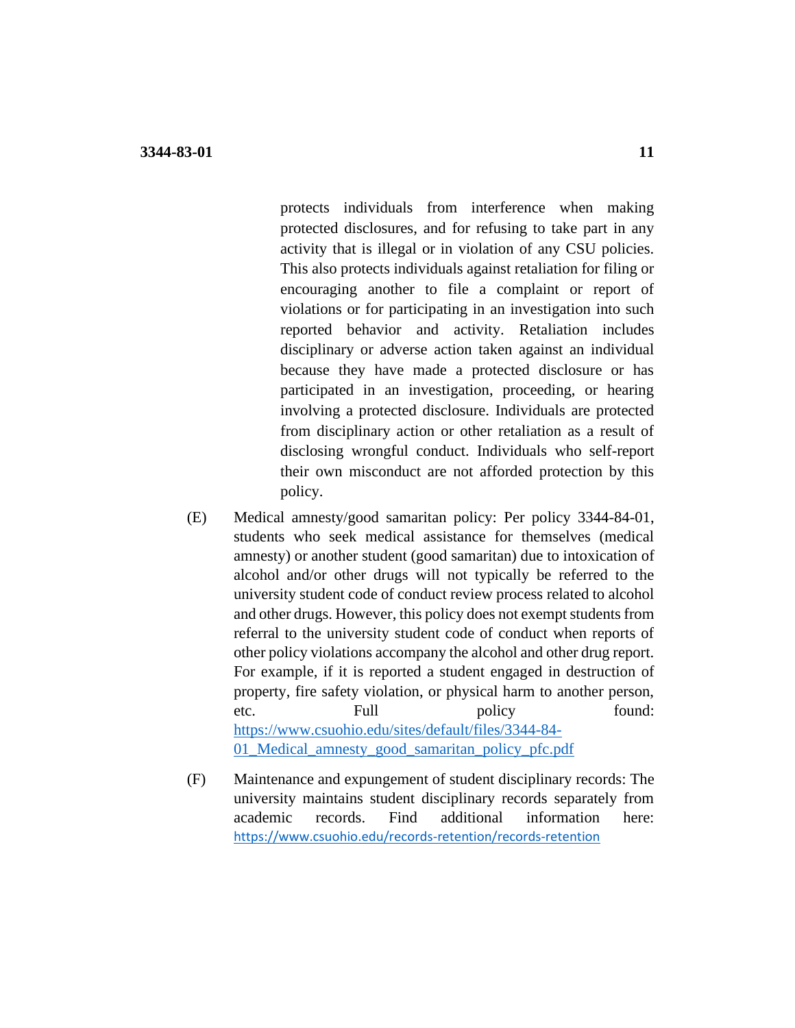protects individuals from interference when making protected disclosures, and for refusing to take part in any activity that is illegal or in violation of any CSU policies. This also protects individuals against retaliation for filing or encouraging another to file a complaint or report of violations or for participating in an investigation into such reported behavior and activity. Retaliation includes disciplinary or adverse action taken against an individual because they have made a protected disclosure or has participated in an investigation, proceeding, or hearing involving a protected disclosure. Individuals are protected from disciplinary action or other retaliation as a result of disclosing wrongful conduct. Individuals who self-report their own misconduct are not afforded protection by this policy.

(E) Medical amnesty/good samaritan policy: Per policy 3344-84-01, students who seek medical assistance for themselves (medical amnesty) or another student (good samaritan) due to intoxication of alcohol and/or other drugs will not typically be referred to the university student code of conduct review process related to alcohol and other drugs. However, this policy does not exempt students from referral to the university student code of conduct when reports of other policy violations accompany the alcohol and other drug report. For example, if it is reported a student engaged in destruction of property, fire safety violation, or physical harm to another person, etc. Full policy found: [https://www.csuohio.edu/sites/default/files/3344-84-01_Medical_amnesty_good_samaritan_policy_pfc.pdf](https://www.csuohio.edu/sites/default/files/3344-84-01_Medical_amnesty_good_samaritan_policy_pfc.pdf)

(F) Maintenance and expungement of student disciplinary records: The university maintains student disciplinary records separately from academic records. Find additional information here: [https://www.csuohio.edu/records-retention/records-retention](https://www.csuohio.edu/records-retention/records-retention)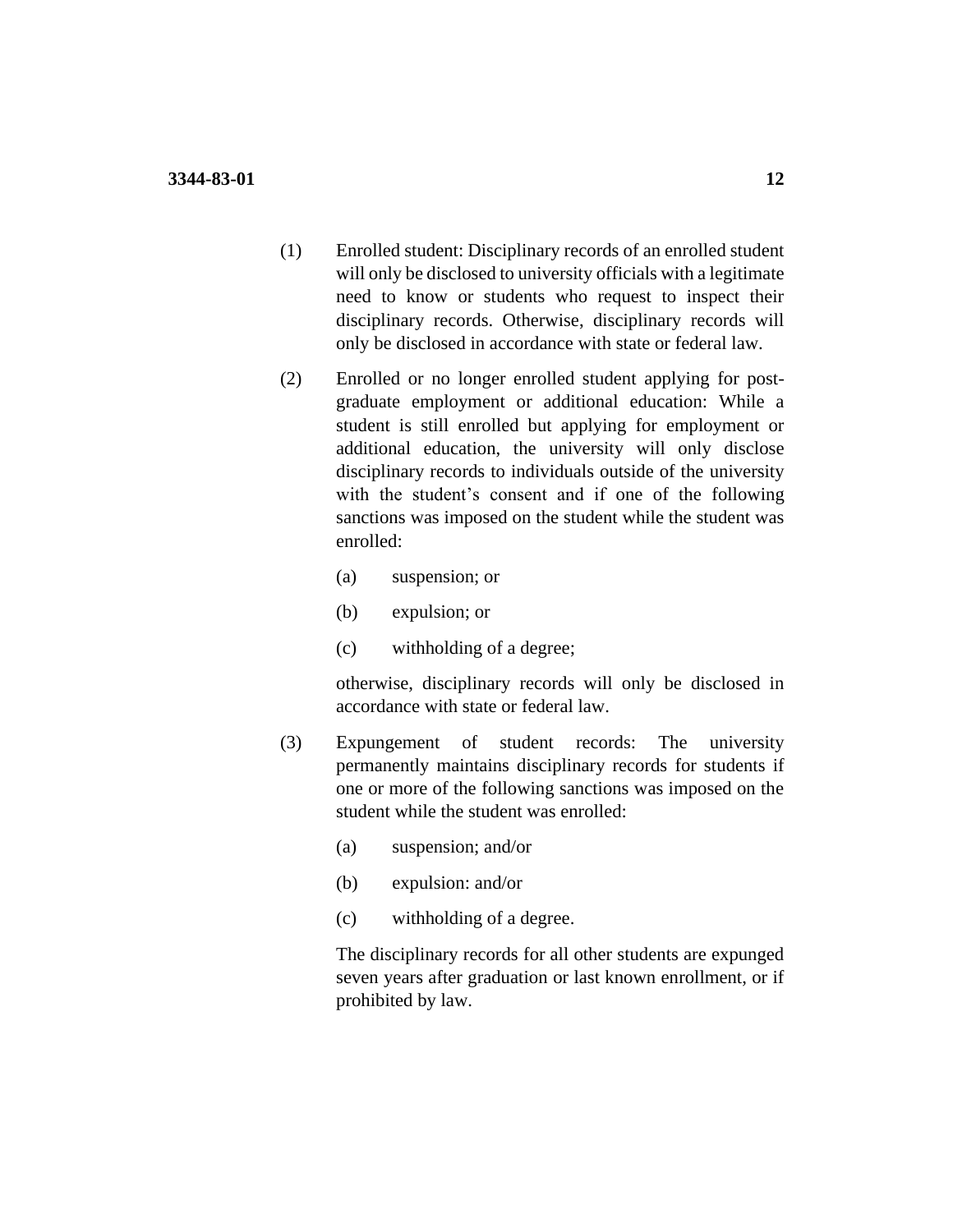(1) Enrolled student: Disciplinary records of an enrolled student will only be disclosed to university officials with a legitimate need to know or students who request to inspect their disciplinary records. Otherwise, disciplinary records will only be disclosed in accordance with state or federal law.

(2) Enrolled or no longer enrolled student applying for post-graduate employment or additional education: While a student is still enrolled but applying for employment or additional education, the university will only disclose disciplinary records to individuals outside of the university with the student's consent and if one of the following sanctions was imposed on the student while the student was enrolled:

   (a) suspension; or

   (b) expulsion; or

   (c) withholding of a degree;

   otherwise, disciplinary records will only be disclosed in accordance with state or federal law.

(3) Expungement of student records: The university permanently maintains disciplinary records for students if one or more of the following sanctions was imposed on the student while the student was enrolled:

   (a) suspension; and/or

   (b) expulsion: and/or

   (c) withholding of a degree.

   The disciplinary records for all other students are expunged seven years after graduation or last known enrollment, or if prohibited by law.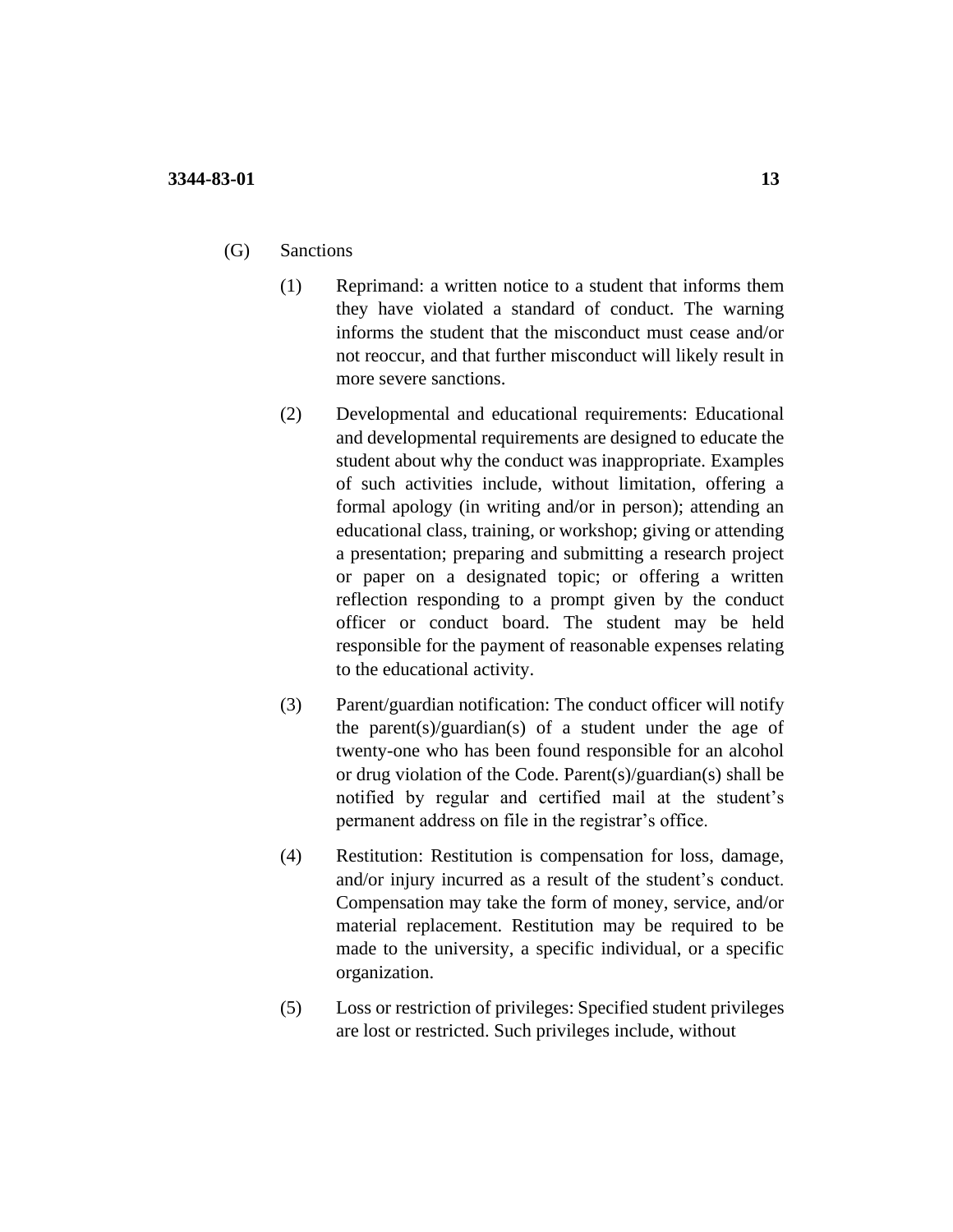(G) Sanctions

(1) Reprimand: a written notice to a student that informs them they have violated a standard of conduct. The warning informs the student that the misconduct must cease and/or not reoccur, and that further misconduct will likely result in more severe sanctions.

(2) Developmental and educational requirements: Educational and developmental requirements are designed to educate the student about why the conduct was inappropriate. Examples of such activities include, without limitation, offering a formal apology (in writing and/or in person); attending an educational class, training, or workshop; giving or attending a presentation; preparing and submitting a research project or paper on a designated topic; or offering a written reflection responding to a prompt given by the conduct officer or conduct board. The student may be held responsible for the payment of reasonable expenses relating to the educational activity.

(3) Parent/guardian notification: The conduct officer will notify the parent(s)/guardian(s) of a student under the age of twenty-one who has been found responsible for an alcohol or drug violation of the Code. Parent(s)/guardian(s) shall be notified by regular and certified mail at the student's permanent address on file in the registrar's office.

(4) Restitution: Restitution is compensation for loss, damage, and/or injury incurred as a result of the student's conduct. Compensation may take the form of money, service, and/or material replacement. Restitution may be required to be made to the university, a specific individual, or a specific organization.

(5) Loss or restriction of privileges: Specified student privileges are lost or restricted. Such privileges include, without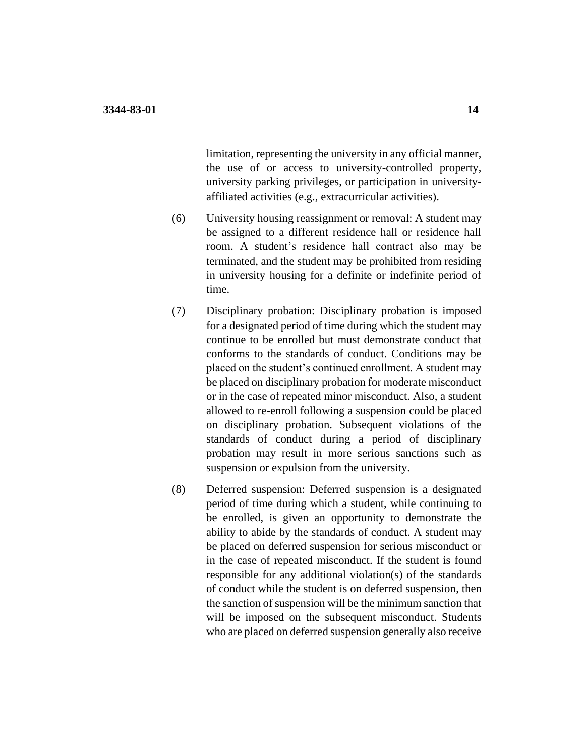limitation, representing the university in any official manner, the use of or access to university-controlled property, university parking privileges, or participation in university-affiliated activities (e.g., extracurricular activities).

(6) University housing reassignment or removal: A student may be assigned to a different residence hall or residence hall room. A student's residence hall contract also may be terminated, and the student may be prohibited from residing in university housing for a definite or indefinite period of time.

(7) Disciplinary probation: Disciplinary probation is imposed for a designated period of time during which the student may continue to be enrolled but must demonstrate conduct that conforms to the standards of conduct. Conditions may be placed on the student's continued enrollment. A student may be placed on disciplinary probation for moderate misconduct or in the case of repeated minor misconduct. Also, a student allowed to re-enroll following a suspension could be placed on disciplinary probation. Subsequent violations of the standards of conduct during a period of disciplinary probation may result in more serious sanctions such as suspension or expulsion from the university.

(8) Deferred suspension: Deferred suspension is a designated period of time during which a student, while continuing to be enrolled, is given an opportunity to demonstrate the ability to abide by the standards of conduct. A student may be placed on deferred suspension for serious misconduct or in the case of repeated misconduct. If the student is found responsible for any additional violation(s) of the standards of conduct while the student is on deferred suspension, then the sanction of suspension will be the minimum sanction that will be imposed on the subsequent misconduct. Students who are placed on deferred suspension generally also receive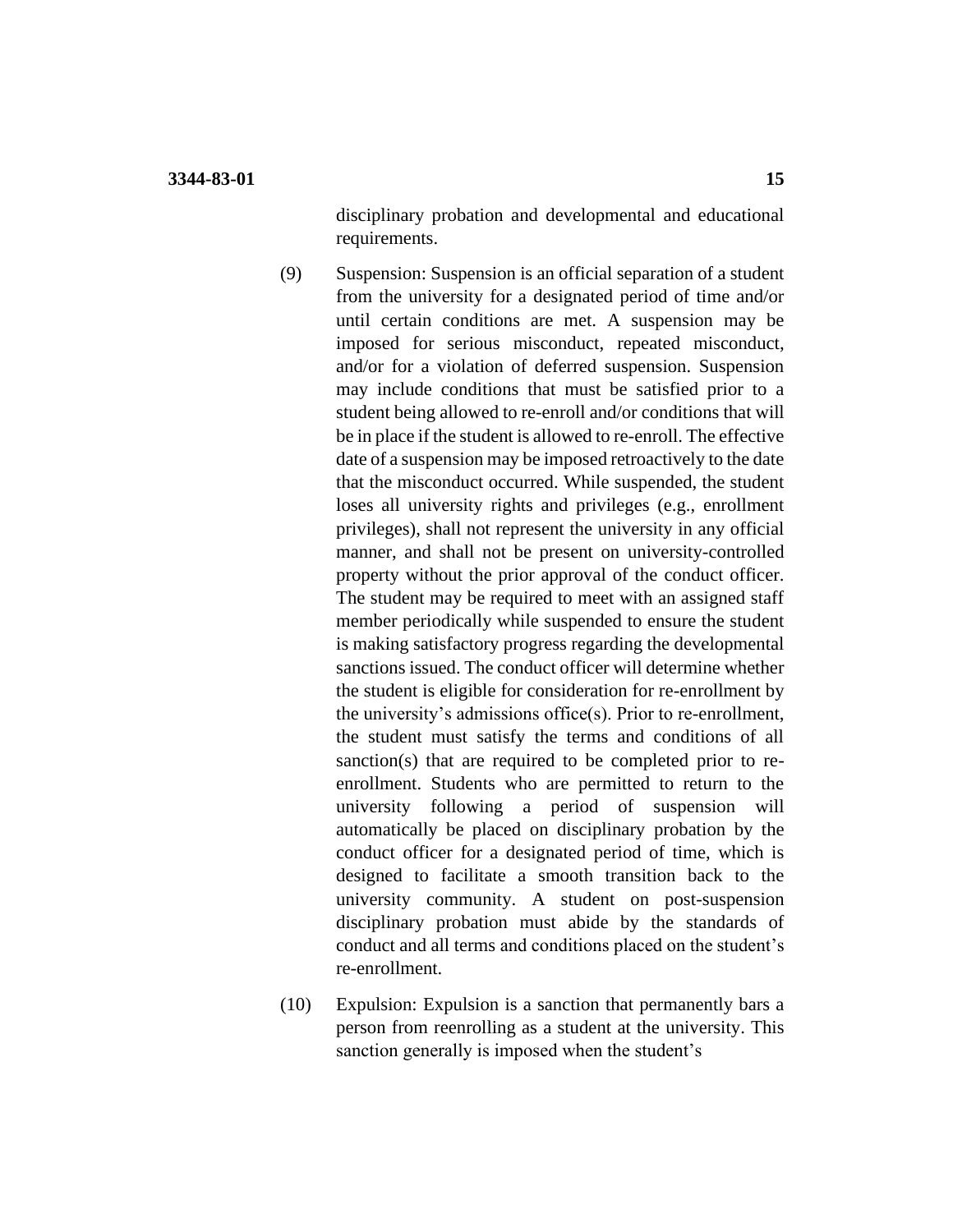disciplinary probation and developmental and educational requirements.

(9) Suspension: Suspension is an official separation of a student from the university for a designated period of time and/or until certain conditions are met. A suspension may be imposed for serious misconduct, repeated misconduct, and/or for a violation of deferred suspension. Suspension may include conditions that must be satisfied prior to a student being allowed to re-enroll and/or conditions that will be in place if the student is allowed to re-enroll. The effective date of a suspension may be imposed retroactively to the date that the misconduct occurred. While suspended, the student loses all university rights and privileges (e.g., enrollment privileges), shall not represent the university in any official manner, and shall not be present on university-controlled property without the prior approval of the conduct officer. The student may be required to meet with an assigned staff member periodically while suspended to ensure the student is making satisfactory progress regarding the developmental sanctions issued. The conduct officer will determine whether the student is eligible for consideration for re-enrollment by the university's admissions office(s). Prior to re-enrollment, the student must satisfy the terms and conditions of all sanction(s) that are required to be completed prior to re-enrollment. Students who are permitted to return to the university following a period of suspension will automatically be placed on disciplinary probation by the conduct officer for a designated period of time, which is designed to facilitate a smooth transition back to the university community. A student on post-suspension disciplinary probation must abide by the standards of conduct and all terms and conditions placed on the student's re-enrollment.

(10) Expulsion: Expulsion is a sanction that permanently bars a person from reenrolling as a student at the university. This sanction generally is imposed when the student's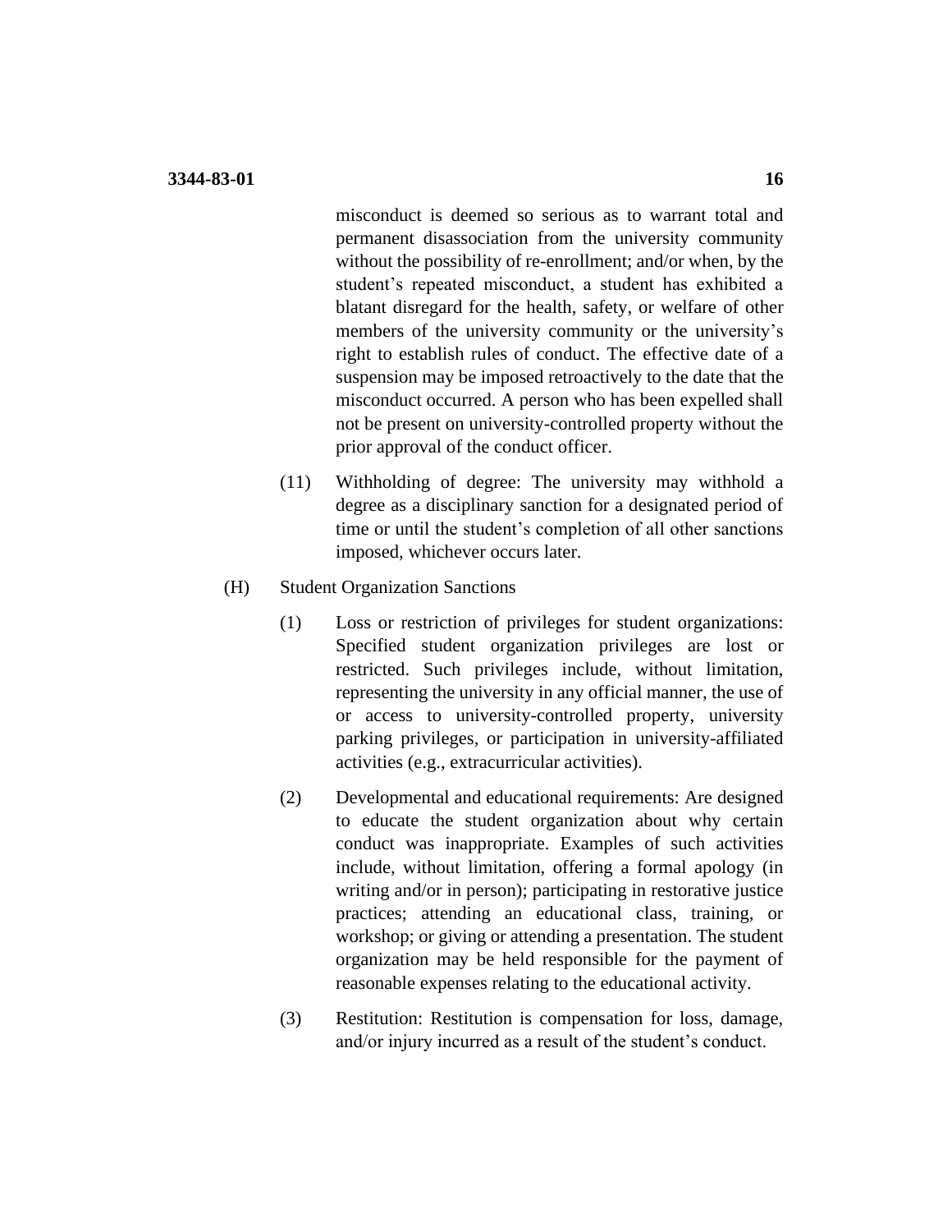misconduct is deemed so serious as to warrant total and permanent disassociation from the university community without the possibility of re-enrollment; and/or when, by the student's repeated misconduct, a student has exhibited a blatant disregard for the health, safety, or welfare of other members of the university community or the university's right to establish rules of conduct. The effective date of a suspension may be imposed retroactively to the date that the misconduct occurred. A person who has been expelled shall not be present on university-controlled property without the prior approval of the conduct officer.

(11) Withholding of degree: The university may withhold a degree as a disciplinary sanction for a designated period of time or until the student's completion of all other sanctions imposed, whichever occurs later.

(H) Student Organization Sanctions

(1) Loss or restriction of privileges for student organizations: Specified student organization privileges are lost or restricted. Such privileges include, without limitation, representing the university in any official manner, the use of or access to university-controlled property, university parking privileges, or participation in university-affiliated activities (e.g., extracurricular activities).

(2) Developmental and educational requirements: Are designed to educate the student organization about why certain conduct was inappropriate. Examples of such activities include, without limitation, offering a formal apology (in writing and/or in person); participating in restorative justice practices; attending an educational class, training, or workshop; or giving or attending a presentation. The student organization may be held responsible for the payment of reasonable expenses relating to the educational activity.

(3) Restitution: Restitution is compensation for loss, damage, and/or injury incurred as a result of the student's conduct.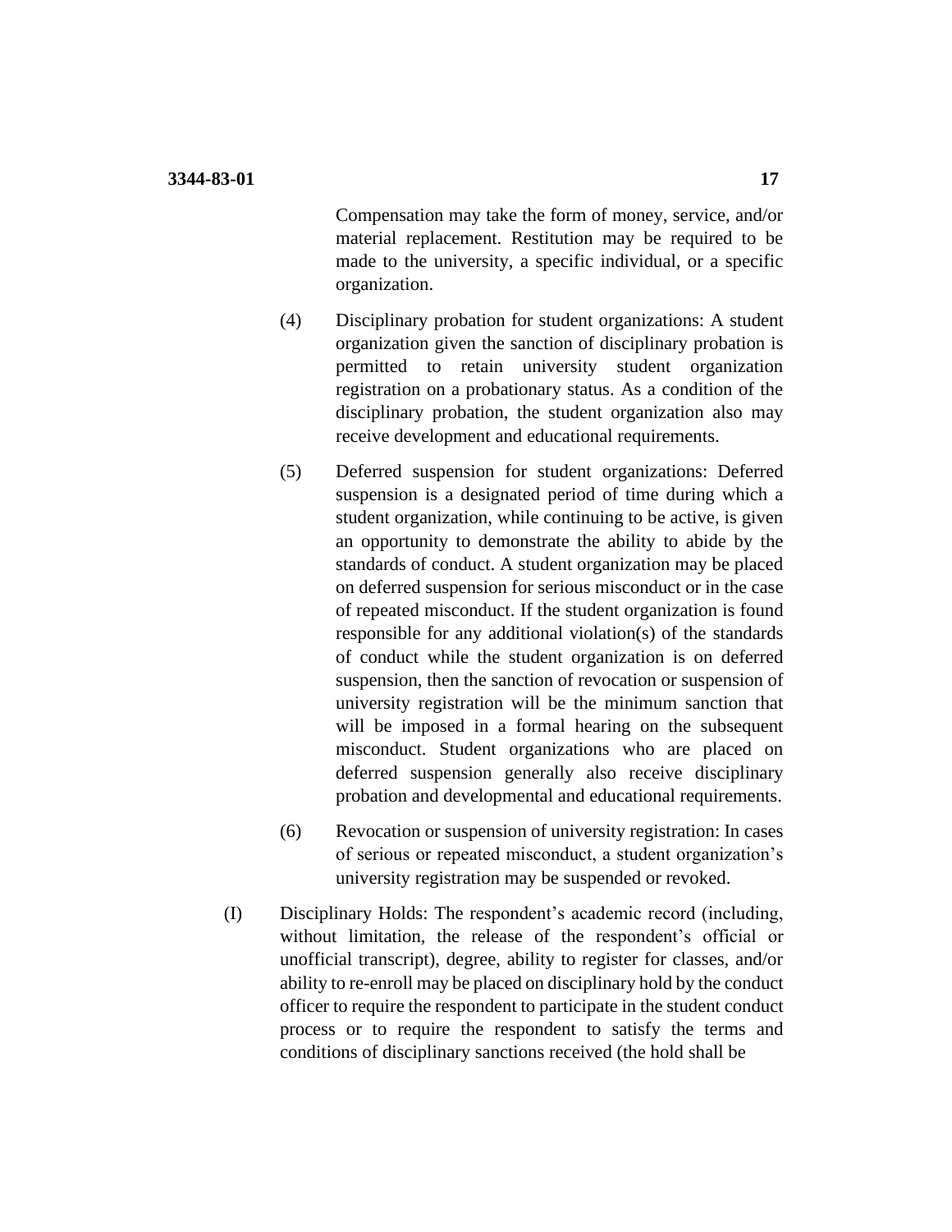Compensation may take the form of money, service, and/or material replacement. Restitution may be required to be made to the university, a specific individual, or a specific organization.

(4) Disciplinary probation for student organizations: A student organization given the sanction of disciplinary probation is permitted to retain university student organization registration on a probationary status. As a condition of the disciplinary probation, the student organization also may receive development and educational requirements.

(5) Deferred suspension for student organizations: Deferred suspension is a designated period of time during which a student organization, while continuing to be active, is given an opportunity to demonstrate the ability to abide by the standards of conduct. A student organization may be placed on deferred suspension for serious misconduct or in the case of repeated misconduct. If the student organization is found responsible for any additional violation(s) of the standards of conduct while the student organization is on deferred suspension, then the sanction of revocation or suspension of university registration will be the minimum sanction that will be imposed in a formal hearing on the subsequent misconduct. Student organizations who are placed on deferred suspension generally also receive disciplinary probation and developmental and educational requirements.

(6) Revocation or suspension of university registration: In cases of serious or repeated misconduct, a student organization's university registration may be suspended or revoked.

(I) Disciplinary Holds: The respondent's academic record (including, without limitation, the release of the respondent's official or unofficial transcript), degree, ability to register for classes, and/or ability to re-enroll may be placed on disciplinary hold by the conduct officer to require the respondent to participate in the student conduct process or to require the respondent to satisfy the terms and conditions of disciplinary sanctions received (the hold shall be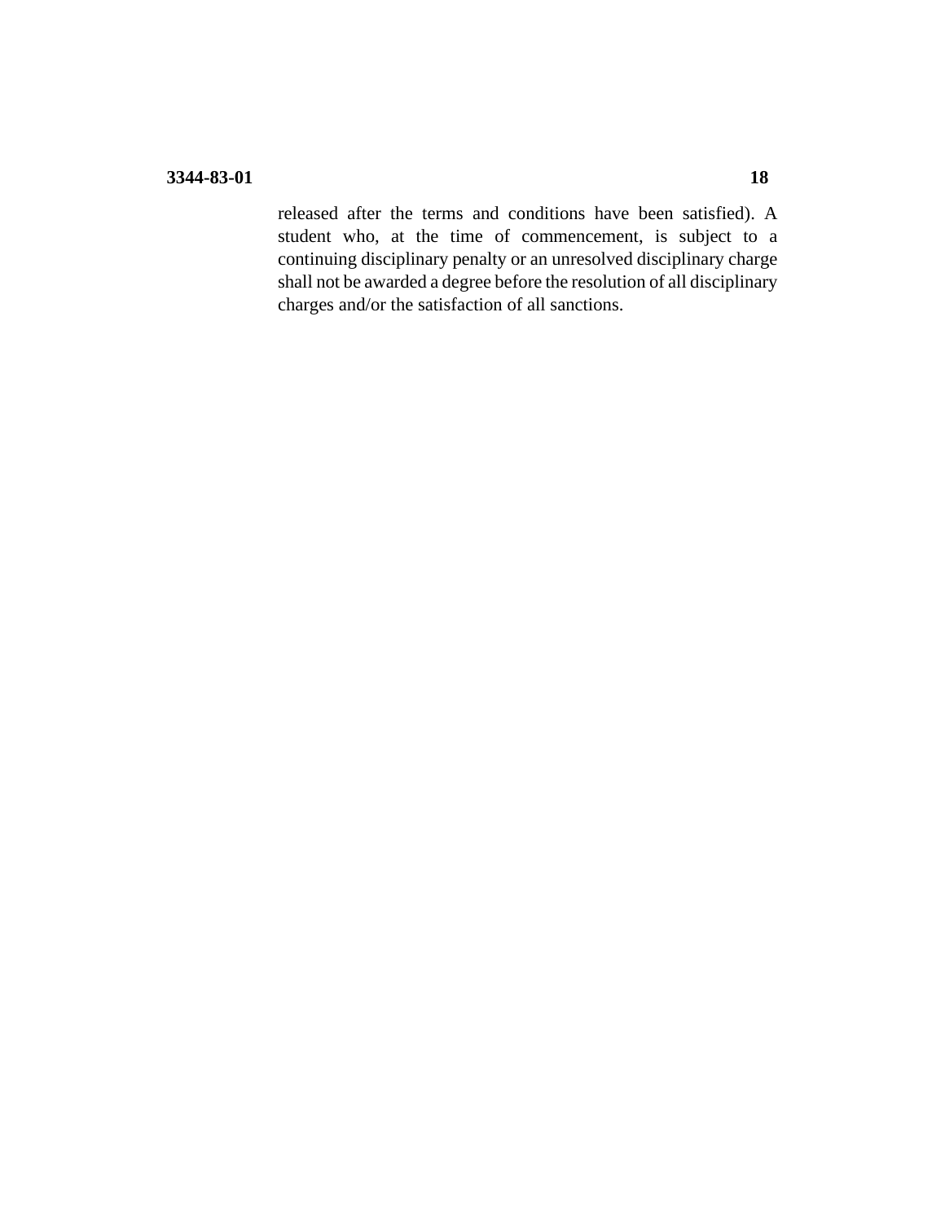released after the terms and conditions have been satisfied). A student who, at the time of commencement, is subject to a continuing disciplinary penalty or an unresolved disciplinary charge shall not be awarded a degree before the resolution of all disciplinary charges and/or the satisfaction of all sanctions.